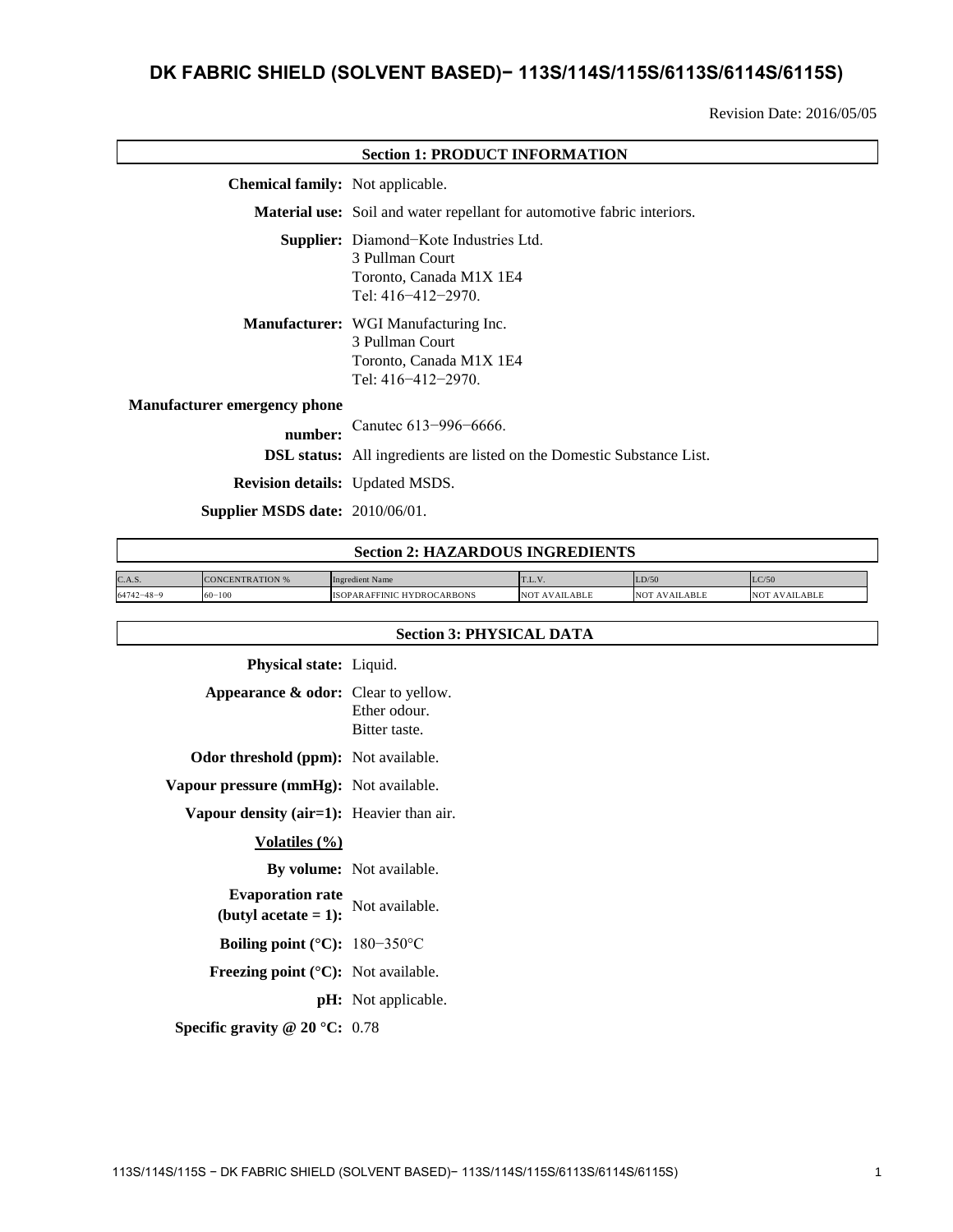# DK FABRIC SHIELD (SOLVENT BASED)− 113S/114S/115S/6113S/6114S/6115S)

Revision Date: 2016/05/05

## Section 1: PRODUCT INFORMATION

**Chemical family:** Not applicable.

**Material use:** Soil and water repellant for automotive fabric interiors.

**Supplier:** Diamond−Kote Industries Ltd.
3 Pullman Court
Toronto, Canada M1X 1E4
Tel: 416−412−2970.

**Manufacturer:** WGI Manufacturing Inc.
3 Pullman Court
Toronto, Canada M1X 1E4
Tel: 416−412−2970.

**Manufacturer emergency phone number:** Canutec 613−996−6666.

**DSL status:** All ingredients are listed on the Domestic Substance List.

**Revision details:** Updated MSDS.

**Supplier MSDS date:** 2010/06/01.

## Section 2: HAZARDOUS INGREDIENTS

| C.A.S. | CONCENTRATION % | Ingredient Name | T.L.V. | LD/50 | LC/50 |
|---|---|---|---|---|---|
| 64742−48−9 | 60−100 | ISOPARAFFINIC HYDROCARBONS | NOT AVAILABLE | NOT AVAILABLE | NOT AVAILABLE |

## Section 3: PHYSICAL DATA

**Physical state:** Liquid.

**Appearance & odor:** Clear to yellow.
Ether odour.
Bitter taste.

**Odor threshold (ppm):** Not available.

**Vapour pressure (mmHg):** Not available.

**Vapour density (air=1):** Heavier than air.

**Volatiles (%)**

**By volume:** Not available.

**Evaporation rate (butyl acetate = 1):** Not available.

**Boiling point (°C):** 180−350°C

**Freezing point (°C):** Not available.

**pH:** Not applicable.

**Specific gravity @ 20 °C:** 0.78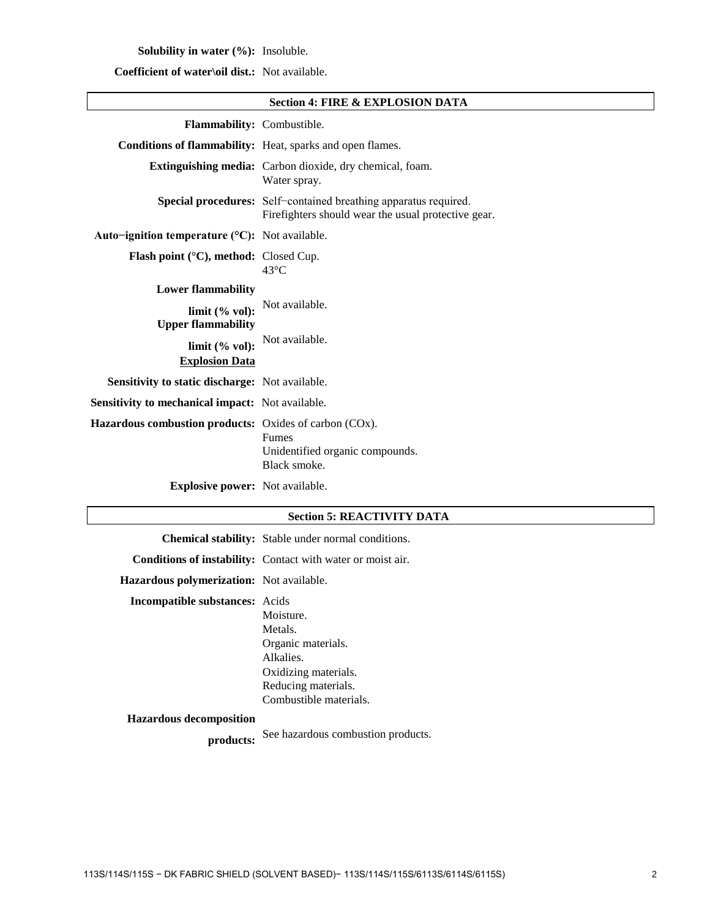**Solubility in water (%):** Insoluble.

**Coefficient of water\oil dist.:** Not available.

## Section 4: FIRE & EXPLOSION DATA

**Flammability:** Combustible.

**Conditions of flammability:** Heat, sparks and open flames.

**Extinguishing media:** Carbon dioxide, dry chemical, foam.
Water spray.

**Special procedures:** Self−contained breathing apparatus required.
Firefighters should wear the usual protective gear.

**Auto−ignition temperature (°C):** Not available.

**Flash point (°C), method:** Closed Cup.
43°C

**Lower flammability limit (% vol):** Not available.

**Upper flammability limit (% vol):** Not available.

**<u>Explosion Data</u>**

**Sensitivity to static discharge:** Not available.

**Sensitivity to mechanical impact:** Not available.

**Hazardous combustion products:** Oxides of carbon (COx).
Fumes
Unidentified organic compounds.
Black smoke.

**Explosive power:** Not available.

## Section 5: REACTIVITY DATA

**Chemical stability:** Stable under normal conditions.

**Conditions of instability:** Contact with water or moist air.

**Hazardous polymerization:** Not available.

**Incompatible substances:** Acids
Moisture.
Metals.
Organic materials.
Alkalies.
Oxidizing materials.
Reducing materials.
Combustible materials.

**Hazardous decomposition products:** See hazardous combustion products.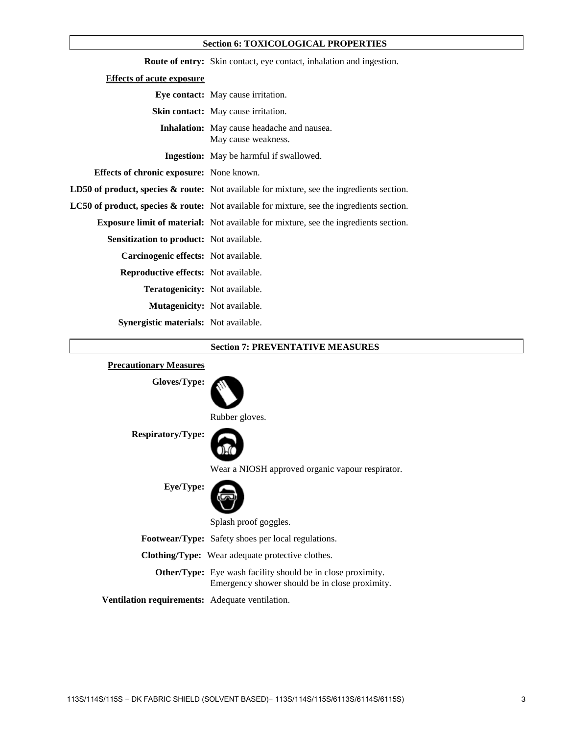## Section 6: TOXICOLOGICAL PROPERTIES

**Route of entry:** Skin contact, eye contact, inhalation and ingestion.

**Effects of acute exposure**

**Eye contact:** May cause irritation.

**Skin contact:** May cause irritation.

**Inhalation:** May cause headache and nausea.
May cause weakness.

**Ingestion:** May be harmful if swallowed.

**Effects of chronic exposure:** None known.

**LD50 of product, species & route:** Not available for mixture, see the ingredients section.

**LC50 of product, species & route:** Not available for mixture, see the ingredients section.

**Exposure limit of material:** Not available for mixture, see the ingredients section.

**Sensitization to product:** Not available.

**Carcinogenic effects:** Not available.

**Reproductive effects:** Not available.

**Teratogenicity:** Not available.

**Mutagenicity:** Not available.

**Synergistic materials:** Not available.

## Section 7: PREVENTATIVE MEASURES

**Precautionary Measures**

**Gloves/Type:** Rubber gloves.

**Respiratory/Type:** Wear a NIOSH approved organic vapour respirator.

**Eye/Type:** Splash proof goggles.

**Footwear/Type:** Safety shoes per local regulations.

**Clothing/Type:** Wear adequate protective clothes.

**Other/Type:** Eye wash facility should be in close proximity.
Emergency shower should be in close proximity.

**Ventilation requirements:** Adequate ventilation.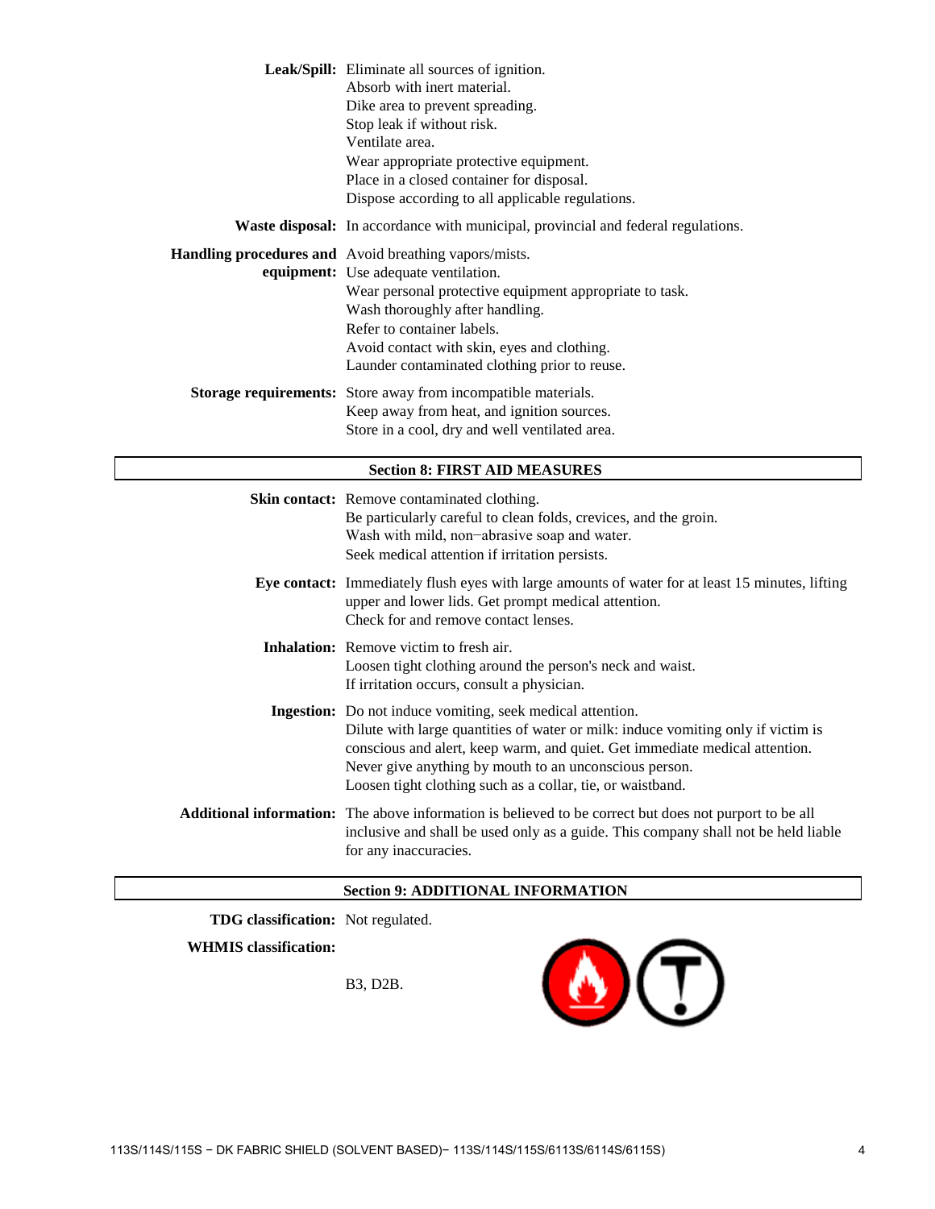**Leak/Spill:** Eliminate all sources of ignition.
Absorb with inert material.
Dike area to prevent spreading.
Stop leak if without risk.
Ventilate area.
Wear appropriate protective equipment.
Place in a closed container for disposal.
Dispose according to all applicable regulations.

**Waste disposal:** In accordance with municipal, provincial and federal regulations.

**Handling procedures and equipment:** Avoid breathing vapors/mists.
Use adequate ventilation.
Wear personal protective equipment appropriate to task.
Wash thoroughly after handling.
Refer to container labels.
Avoid contact with skin, eyes and clothing.
Launder contaminated clothing prior to reuse.

**Storage requirements:** Store away from incompatible materials.
Keep away from heat, and ignition sources.
Store in a cool, dry and well ventilated area.

## Section 8: FIRST AID MEASURES

**Skin contact:** Remove contaminated clothing.
Be particularly careful to clean folds, crevices, and the groin.
Wash with mild, non−abrasive soap and water.
Seek medical attention if irritation persists.

**Eye contact:** Immediately flush eyes with large amounts of water for at least 15 minutes, lifting upper and lower lids. Get prompt medical attention.
Check for and remove contact lenses.

**Inhalation:** Remove victim to fresh air.
Loosen tight clothing around the person's neck and waist.
If irritation occurs, consult a physician.

**Ingestion:** Do not induce vomiting, seek medical attention.
Dilute with large quantities of water or milk: induce vomiting only if victim is conscious and alert, keep warm, and quiet. Get immediate medical attention.
Never give anything by mouth to an unconscious person.
Loosen tight clothing such as a collar, tie, or waistband.

**Additional information:** The above information is believed to be correct but does not purport to be all inclusive and shall be used only as a guide. This company shall not be held liable for any inaccuracies.

## Section 9: ADDITIONAL INFORMATION

**TDG classification:** Not regulated.

**WHMIS classification:**

B3, D2B.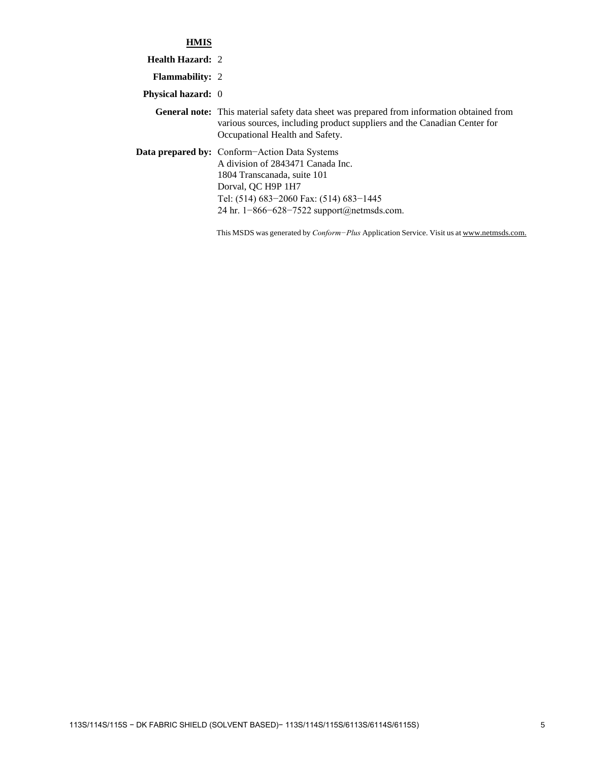**HMIS**

**Health Hazard:** 2

**Flammability:** 2

**Physical hazard:** 0

**General note:** This material safety data sheet was prepared from information obtained from various sources, including product suppliers and the Canadian Center for Occupational Health and Safety.

**Data prepared by:** Conform−Action Data Systems
A division of 2843471 Canada Inc.
1804 Transcanada, suite 101
Dorval, QC H9P 1H7
Tel: (514) 683−2060 Fax: (514) 683−1445
24 hr. 1−866−628−7522 support@netmsds.com.

This MSDS was generated by *Conform−Plus* Application Service. Visit us at www.netmsds.com.